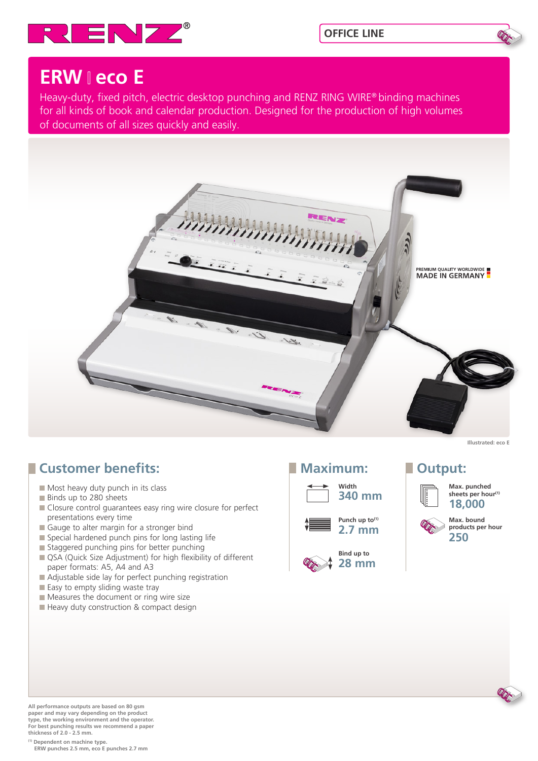RENZ®

OFFICE LINE

# ERW  eco E

Heavy-duty, fixed pitch, electric desktop punching and RENZ RING WIRE® binding machines for all kinds of book and calendar production. Designed for the production of high volumes of documents of all sizes quickly and easily.

PREMIUM QUALITY WORLDWIDE
MADE IN GERMANY

Illustrated: eco E

## Customer benefits:

- Most heavy duty punch in its class
- Binds up to 280 sheets
- Closure control guarantees easy ring wire closure for perfect presentations every time
- Gauge to alter margin for a stronger bind
- Special hardened punch pins for long lasting life
- Staggered punching pins for better punching
- QSA (Quick Size Adjustment) for high flexibility of different paper formats: A5, A4 and A3
- Adjustable side lay for perfect punching registration
- Easy to empty sliding waste tray
- Measures the document or ring wire size
- Heavy duty construction & compact design

## Maximum:

Width
**340 mm**

Punch up to[1]
**2.7 mm**

Bind up to
**28 mm**

## Output:

Max. punched sheets per hour[1]
**18,000**

Max. bound products per hour
**250**

All performance outputs are based on 80 gsm paper and may vary depending on the product type, the working environment and the operator. For best punching results we recommend a paper thickness of 2.0 - 2.5 mm.

[1] Dependent on machine type. ERW punches 2.5 mm, eco E punches 2.7 mm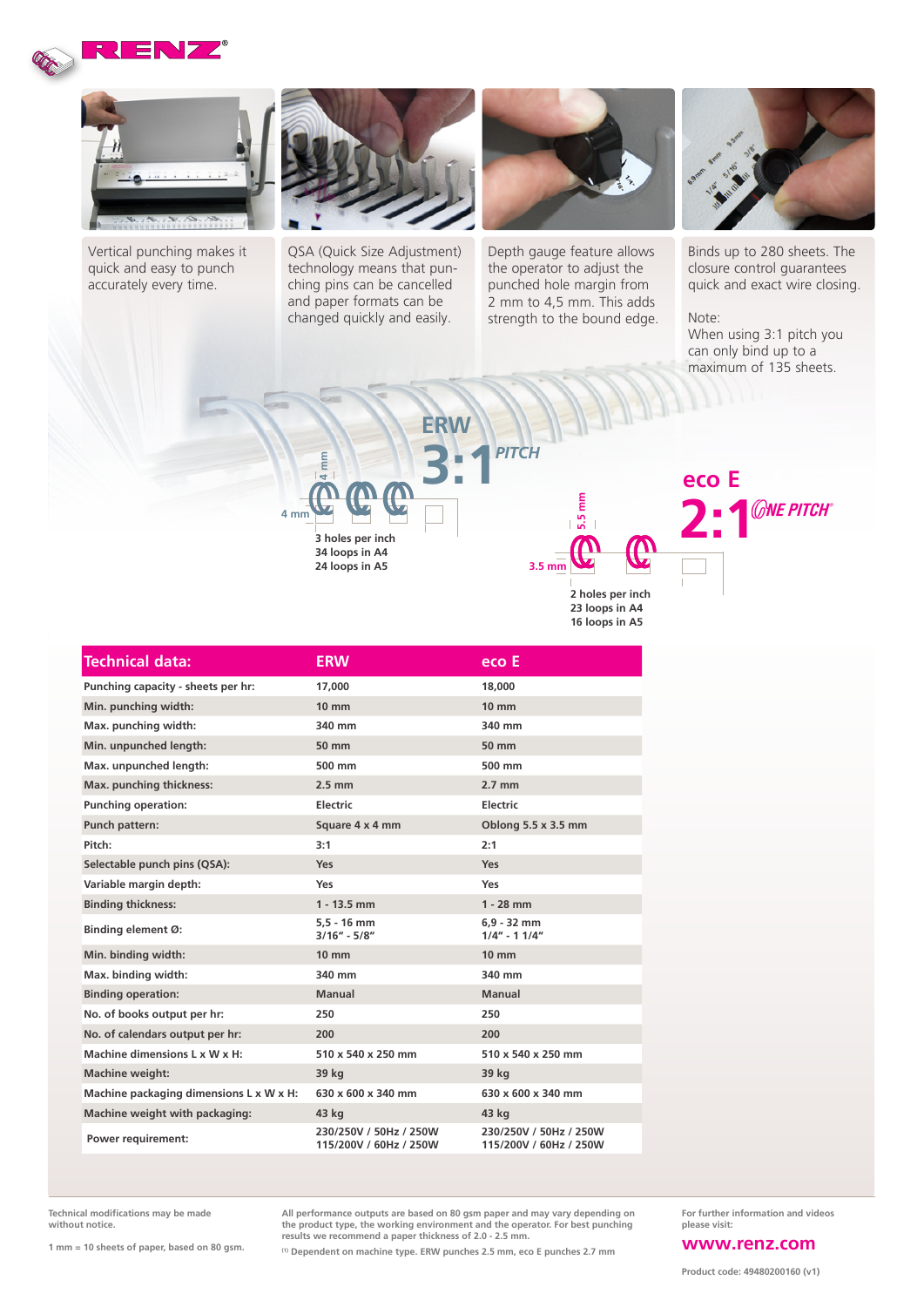Vertical punching makes it quick and easy to punch accurately every time.

QSA (Quick Size Adjustment) technology means that punching pins can be cancelled and paper formats can be changed quickly and easily.

Depth gauge feature allows the operator to adjust the punched hole margin from 2 mm to 4,5 mm. This adds strength to the bound edge.

Binds up to 280 sheets. The closure control guarantees quick and exact wire closing.

Note:
When using 3:1 pitch you can only bind up to a maximum of 135 sheets.

ERW
3:1 PITCH

4 mm
4 mm

3 holes per inch
34 loops in A4
24 loops in A5

eco E
2:1 ONE PITCH®

5.5 mm
3.5 mm

2 holes per inch
23 loops in A4
16 loops in A5

| Technical data: | ERW | eco E |
|---|---|---|
| Punching capacity - sheets per hr: | 17,000 | 18,000 |
| Min. punching width: | 10 mm | 10 mm |
| Max. punching width: | 340 mm | 340 mm |
| Min. unpunched length: | 50 mm | 50 mm |
| Max. unpunched length: | 500 mm | 500 mm |
| Max. punching thickness: | 2.5 mm | 2.7 mm |
| Punching operation: | Electric | Electric |
| Punch pattern: | Square 4 x 4 mm | Oblong 5.5 x 3.5 mm |
| Pitch: | 3:1 | 2:1 |
| Selectable punch pins (QSA): | Yes | Yes |
| Variable margin depth: | Yes | Yes |
| Binding thickness: | 1 - 13.5 mm | 1 - 28 mm |
| Binding element Ø: | 5,5 - 16 mm 3/16" - 5/8" | 6,9 - 32 mm 1/4" - 1 1/4" |
| Min. binding width: | 10 mm | 10 mm |
| Max. binding width: | 340 mm | 340 mm |
| Binding operation: | Manual | Manual |
| No. of books output per hr: | 250 | 250 |
| No. of calendars output per hr: | 200 | 200 |
| Machine dimensions L x W x H: | 510 x 540 x 250 mm | 510 x 540 x 250 mm |
| Machine weight: | 39 kg | 39 kg |
| Machine packaging dimensions L x W x H: | 630 x 600 x 340 mm | 630 x 600 x 340 mm |
| Machine weight with packaging: | 43 kg | 43 kg |
| Power requirement: | 230/250V / 50Hz / 250W 115/200V / 60Hz / 250W | 230/250V / 50Hz / 250W 115/200V / 60Hz / 250W |

Technical modifications may be made without notice.

1 mm = 10 sheets of paper, based on 80 gsm.

All performance outputs are based on 80 gsm paper and may vary depending on the product type, the working environment and the operator. For best punching results we recommend a paper thickness of 2.0 - 2.5 mm.

[1] Dependent on machine type. ERW punches 2.5 mm, eco E punches 2.7 mm

For further information and videos please visit:

www.renz.com

Product code: 49480200160 (v1)